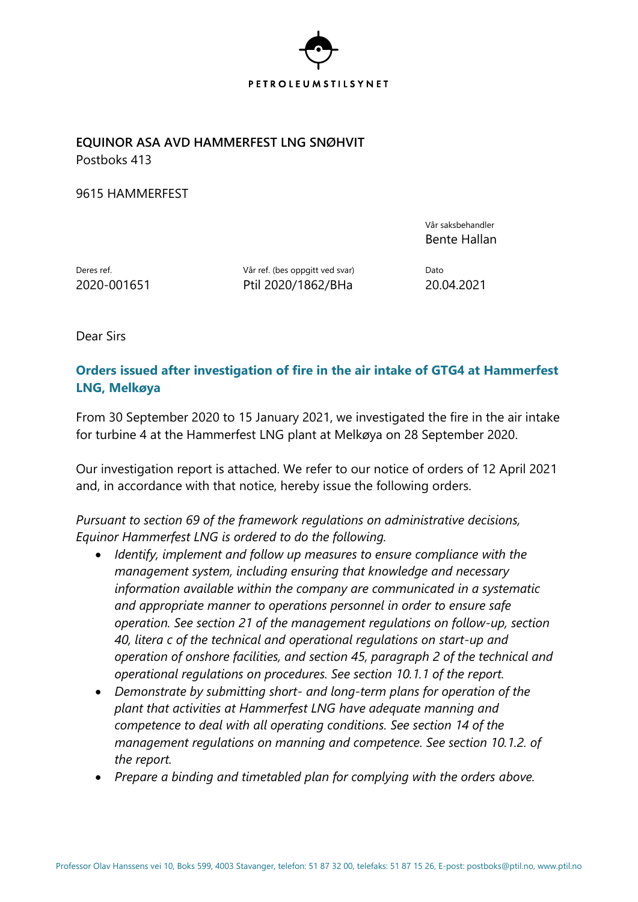PETROLEUMSTILSYNET

**EQUINOR ASA AVD HAMMERFEST LNG SNØHVIT**
Postboks 413

9615 HAMMERFEST

Vår saksbehandler
Bente Hallan

| Deres ref. | Vår ref. (bes oppgitt ved svar) | Dato |
|---|---|---|
| 2020-001651 | Ptil 2020/1862/BHa | 20.04.2021 |

Dear Sirs

## Orders issued after investigation of fire in the air intake of GTG4 at Hammerfest LNG, Melkøya

From 30 September 2020 to 15 January 2021, we investigated the fire in the air intake for turbine 4 at the Hammerfest LNG plant at Melkøya on 28 September 2020.

Our investigation report is attached. We refer to our notice of orders of 12 April 2021 and, in accordance with that notice, hereby issue the following orders.

*Pursuant to section 69 of the framework regulations on administrative decisions, Equinor Hammerfest LNG is ordered to do the following.*

- *Identify, implement and follow up measures to ensure compliance with the management system, including ensuring that knowledge and necessary information available within the company are communicated in a systematic and appropriate manner to operations personnel in order to ensure safe operation. See section 21 of the management regulations on follow-up, section 40, litera c of the technical and operational regulations on start-up and operation of onshore facilities, and section 45, paragraph 2 of the technical and operational regulations on procedures. See section 10.1.1 of the report.*
- *Demonstrate by submitting short- and long-term plans for operation of the plant that activities at Hammerfest LNG have adequate manning and competence to deal with all operating conditions. See section 14 of the management regulations on manning and competence. See section 10.1.2. of the report.*
- *Prepare a binding and timetabled plan for complying with the orders above.*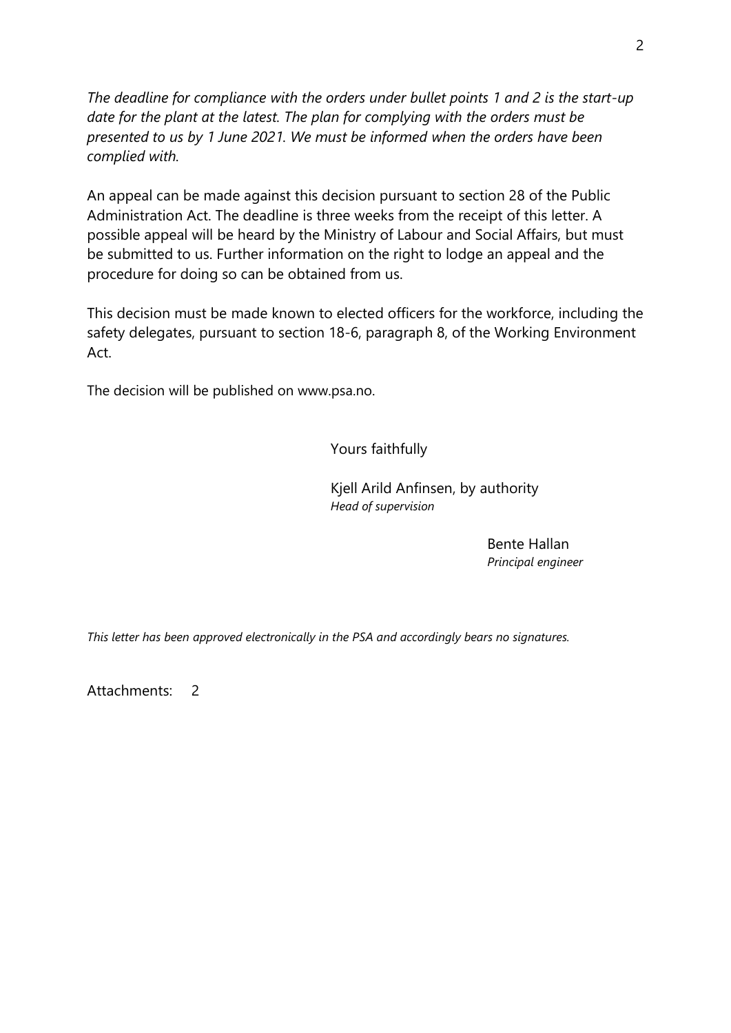*The deadline for compliance with the orders under bullet points 1 and 2 is the start-up date for the plant at the latest. The plan for complying with the orders must be presented to us by 1 June 2021. We must be informed when the orders have been complied with.*

An appeal can be made against this decision pursuant to section 28 of the Public Administration Act. The deadline is three weeks from the receipt of this letter. A possible appeal will be heard by the Ministry of Labour and Social Affairs, but must be submitted to us. Further information on the right to lodge an appeal and the procedure for doing so can be obtained from us.

This decision must be made known to elected officers for the workforce, including the safety delegates, pursuant to section 18-6, paragraph 8, of the Working Environment Act.

The decision will be published on www.psa.no.

Yours faithfully

Kjell Arild Anfinsen, by authority
*Head of supervision*

Bente Hallan
*Principal engineer*

*This letter has been approved electronically in the PSA and accordingly bears no signatures.*

Attachments: 2